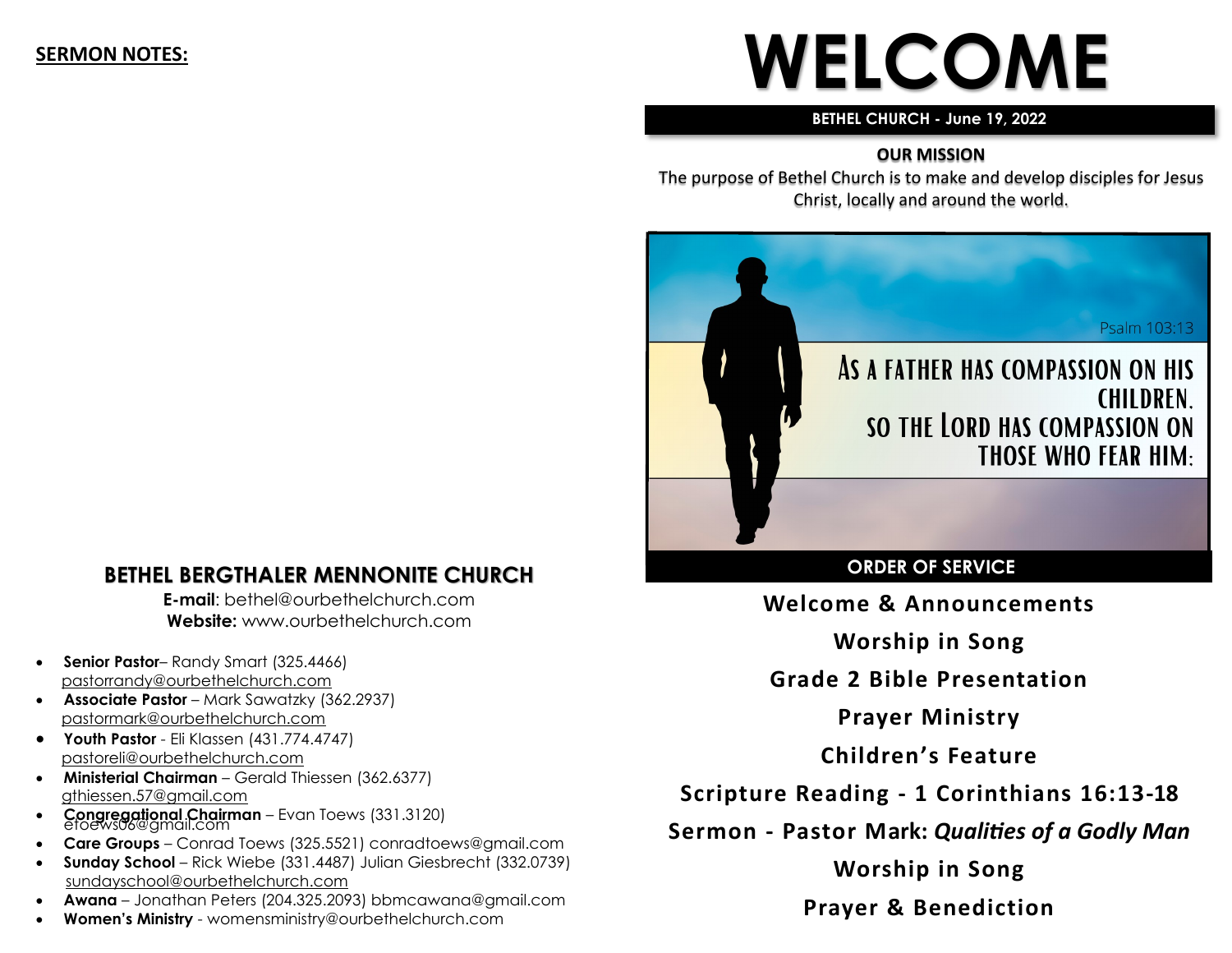**SERMON NOTES:**

## BETHEL BERGTHALER MENNONITE CHURCH

**E-mail**: bethel@ourbethelchurch.com
**Website:** www.ourbethelchurch.com

- **Senior Pastor**– Randy Smart (325.4466) pastorrandy@ourbethelchurch.com
- **Associate Pastor** – Mark Sawatzky (362.2937) pastormark@ourbethelchurch.com
- **Youth Pastor** - Eli Klassen (431.774.4747) pastoreli@ourbethelchurch.com
- **Ministerial Chairman** – Gerald Thiessen (362.6377) gthiessen.57@gmail.com
- **Congregational Chairman** – Evan Toews (331.3120) etoews06@gmail.com
- **Care Groups** – Conrad Toews (325.5521) conradtoews@gmail.com
- **Sunday School** – Rick Wiebe (331.4487) Julian Giesbrecht (332.0739) sundayschool@ourbethelchurch.com
- **Awana** – Jonathan Peters (204.325.2093) bbmcawana@gmail.com
- **Women's Ministry** - womensministry@ourbethelchurch.com

# WELCOME

**BETHEL CHURCH - June 19, 2022**

**OUR MISSION**

The purpose of Bethel Church is to make and develop disciples for Jesus Christ, locally and around the world.

Psalm 103:13

AS A FATHER HAS COMPASSION ON HIS CHILDREN, SO THE LORD HAS COMPASSION ON THOSE WHO FEAR HIM:

**ORDER OF SERVICE**

**Welcome & Announcements**

**Worship in Song**

**Grade 2 Bible Presentation**

**Prayer Ministry**

**Children's Feature**

**Scripture Reading - 1 Corinthians 16:13-18**

**Sermon - Pastor Mark: *Qualities of a Godly Man***

**Worship in Song**

**Prayer & Benediction**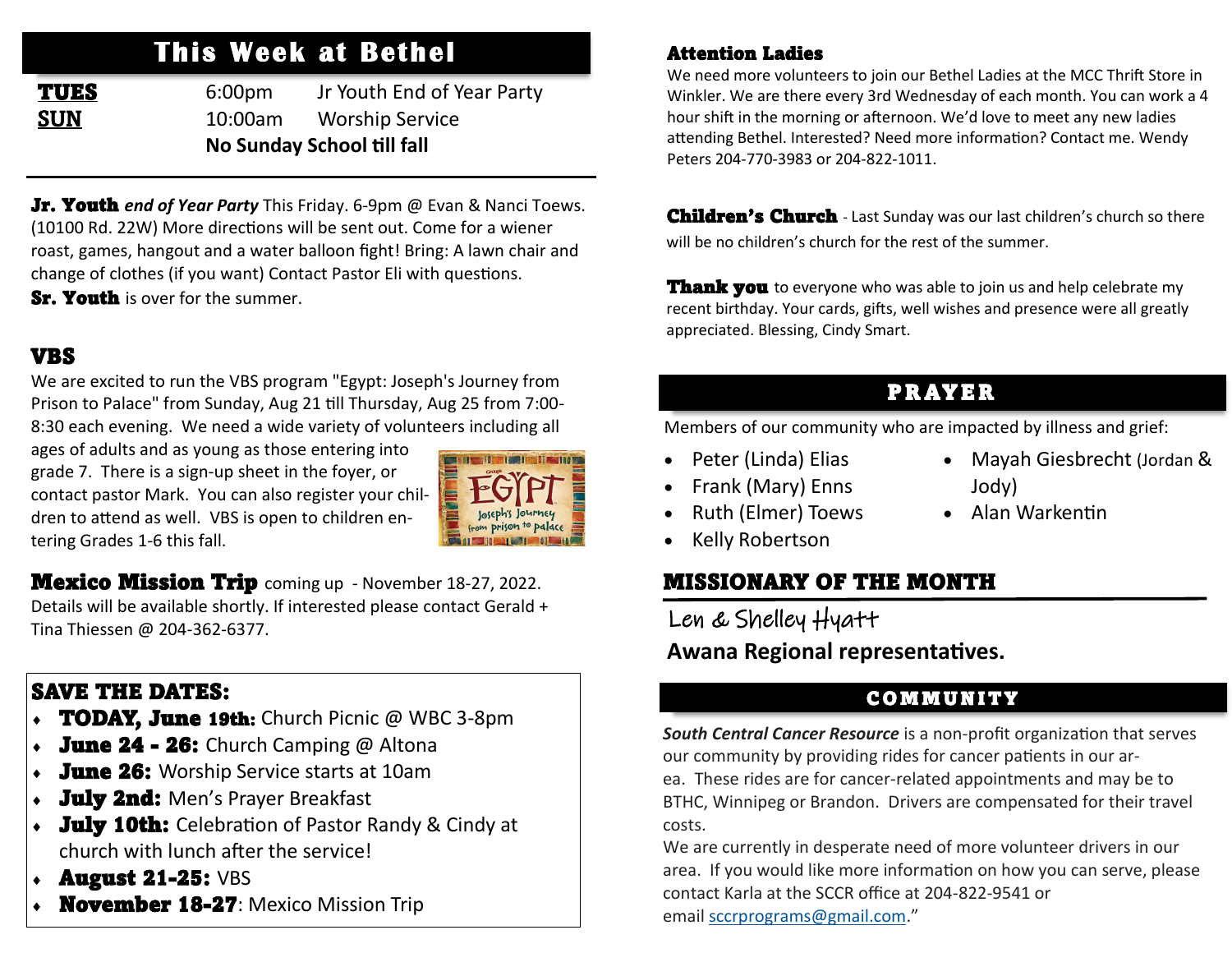## This Week at Bethel

| | | |
|---|---|---|
| **TUES** | 6:00pm | Jr Youth End of Year Party |
| **SUN** | 10:00am | Worship Service |
| | **No Sunday School till fall** | |

**Jr. Youth** ***end of Year Party*** This Friday. 6-9pm @ Evan & Nanci Toews. (10100 Rd. 22W) More directions will be sent out. Come for a wiener roast, games, hangout and a water balloon fight! Bring: A lawn chair and change of clothes (if you want) Contact Pastor Eli with questions.

**Sr. Youth** is over for the summer.

### VBS

We are excited to run the VBS program "Egypt: Joseph's Journey from Prison to Palace" from Sunday, Aug 21 till Thursday, Aug 25 from 7:00-8:30 each evening. We need a wide variety of volunteers including all ages of adults and as young as those entering into grade 7. There is a sign-up sheet in the foyer, or contact pastor Mark. You can also register your children to attend as well. VBS is open to children entering Grades 1-6 this fall.

**Mexico Mission Trip** coming up - November 18-27, 2022. Details will be available shortly. If interested please contact Gerald + Tina Thiessen @ 204-362-6377.

### SAVE THE DATES:

- **TODAY, June 19th:** Church Picnic @ WBC 3-8pm
- **June 24 - 26:** Church Camping @ Altona
- **June 26:** Worship Service starts at 10am
- **July 2nd:** Men's Prayer Breakfast
- **July 10th:** Celebration of Pastor Randy & Cindy at church with lunch after the service!
- **August 21-25:** VBS
- **November 18-27**: Mexico Mission Trip

### Attention Ladies

We need more volunteers to join our Bethel Ladies at the MCC Thrift Store in Winkler. We are there every 3rd Wednesday of each month. You can work a 4 hour shift in the morning or afternoon. We'd love to meet any new ladies attending Bethel. Interested? Need more information? Contact me. Wendy Peters 204-770-3983 or 204-822-1011.

**Children's Church** - Last Sunday was our last children's church so there will be no children's church for the rest of the summer.

**Thank you** to everyone who was able to join us and help celebrate my recent birthday. Your cards, gifts, well wishes and presence were all greatly appreciated. Blessing, Cindy Smart.

## PRAYER

Members of our community who are impacted by illness and grief:

- Peter (Linda) Elias
- Frank (Mary) Enns
- Ruth (Elmer) Toews
- Kelly Robertson
- Mayah Giesbrecht (Jordan & Jody)
- Alan Warkentin

## MISSIONARY OF THE MONTH

Len & Shelley Hyatt

**Awana Regional representatives.**

## COMMUNITY

***South Central Cancer Resource*** is a non-profit organization that serves our community by providing rides for cancer patients in our area. These rides are for cancer-related appointments and may be to BTHC, Winnipeg or Brandon. Drivers are compensated for their travel costs.

We are currently in desperate need of more volunteer drivers in our area. If you would like more information on how you can serve, please contact Karla at the SCCR office at 204-822-9541 or email sccrprograms@gmail.com."